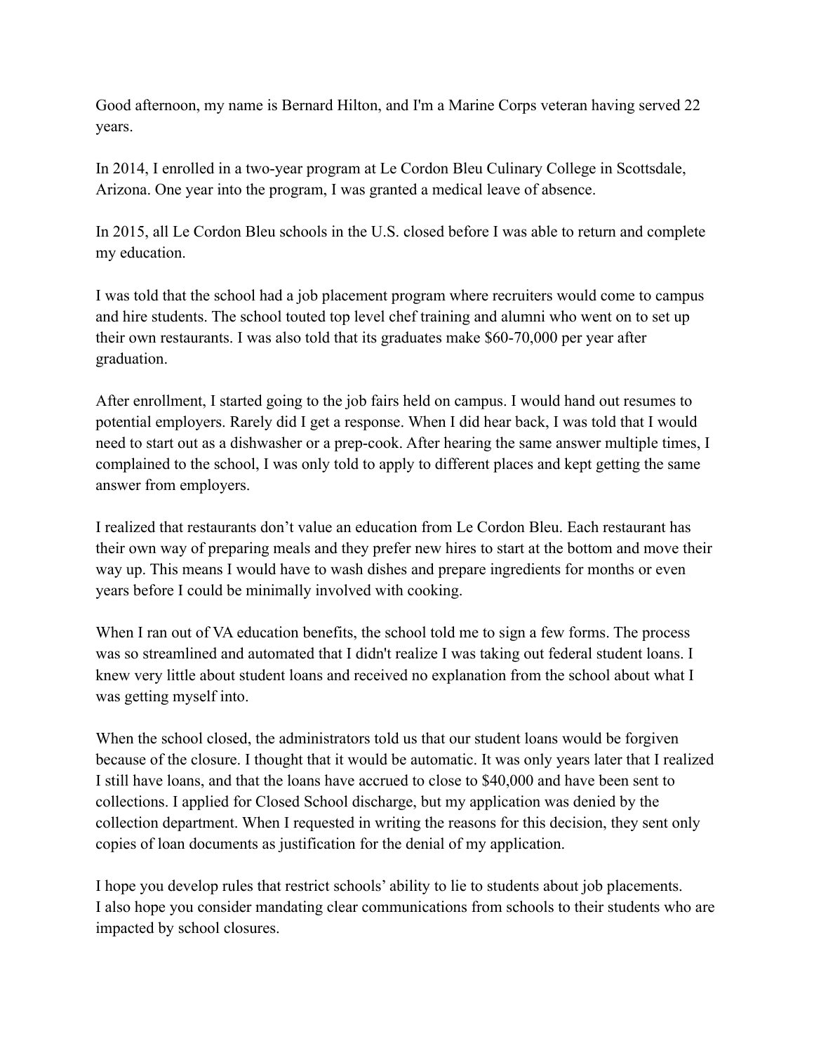Good afternoon, my name is Bernard Hilton, and I'm a Marine Corps veteran having served 22 years.

In 2014, I enrolled in a two-year program at Le Cordon Bleu Culinary College in Scottsdale, Arizona. One year into the program, I was granted a medical leave of absence.

In 2015, all Le Cordon Bleu schools in the U.S. closed before I was able to return and complete my education.

I was told that the school had a job placement program where recruiters would come to campus and hire students. The school touted top level chef training and alumni who went on to set up their own restaurants. I was also told that its graduates make $60-70,000 per year after graduation.

After enrollment, I started going to the job fairs held on campus. I would hand out resumes to potential employers. Rarely did I get a response. When I did hear back, I was told that I would need to start out as a dishwasher or a prep-cook. After hearing the same answer multiple times, I complained to the school, I was only told to apply to different places and kept getting the same answer from employers.

I realized that restaurants don't value an education from Le Cordon Bleu. Each restaurant has their own way of preparing meals and they prefer new hires to start at the bottom and move their way up. This means I would have to wash dishes and prepare ingredients for months or even years before I could be minimally involved with cooking.

When I ran out of VA education benefits, the school told me to sign a few forms. The process was so streamlined and automated that I didn't realize I was taking out federal student loans. I knew very little about student loans and received no explanation from the school about what I was getting myself into.

When the school closed, the administrators told us that our student loans would be forgiven because of the closure. I thought that it would be automatic. It was only years later that I realized I still have loans, and that the loans have accrued to close to $40,000 and have been sent to collections. I applied for Closed School discharge, but my application was denied by the collection department. When I requested in writing the reasons for this decision, they sent only copies of loan documents as justification for the denial of my application.

I hope you develop rules that restrict schools' ability to lie to students about job placements. I also hope you consider mandating clear communications from schools to their students who are impacted by school closures.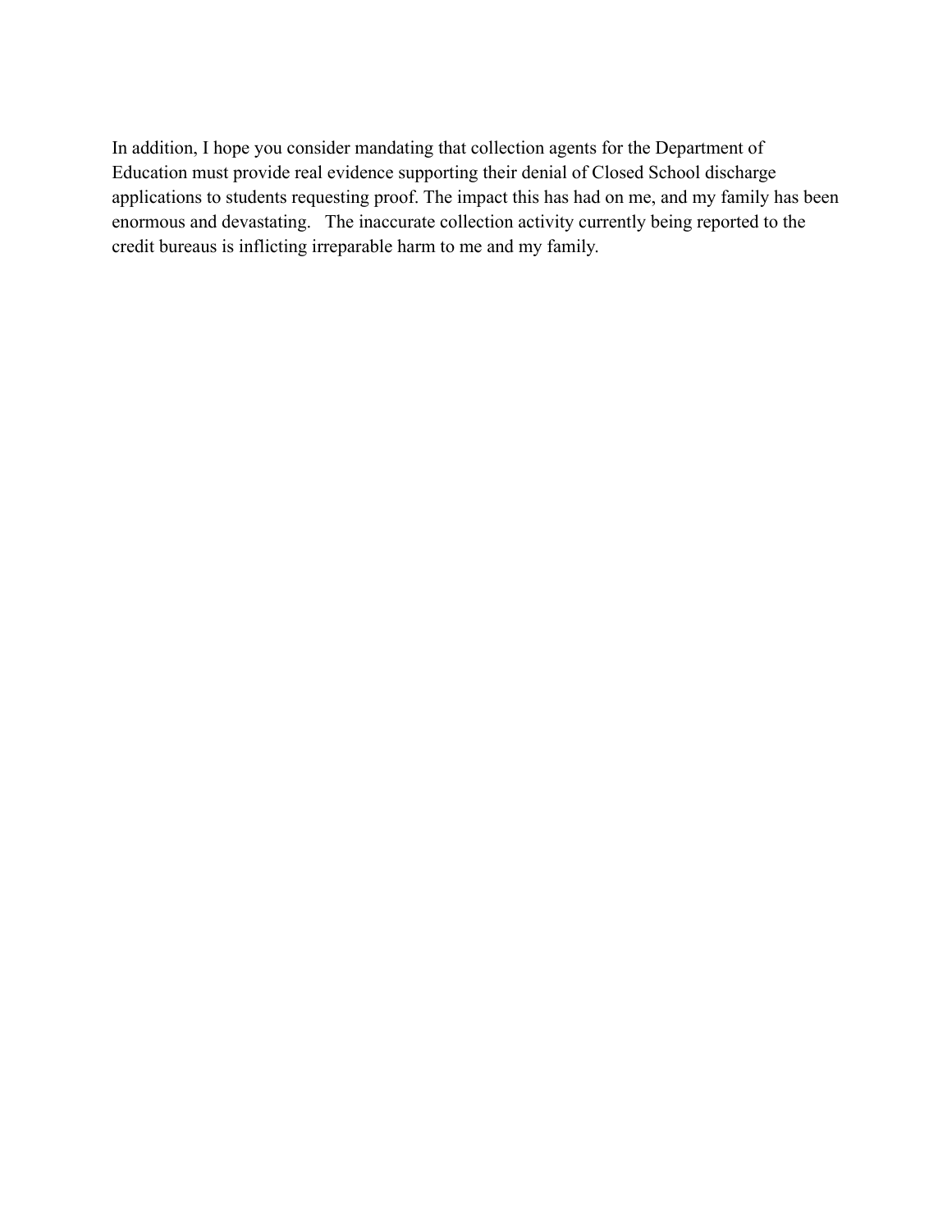In addition, I hope you consider mandating that collection agents for the Department of Education must provide real evidence supporting their denial of Closed School discharge applications to students requesting proof. The impact this has had on me, and my family has been enormous and devastating. The inaccurate collection activity currently being reported to the credit bureaus is inflicting irreparable harm to me and my family.